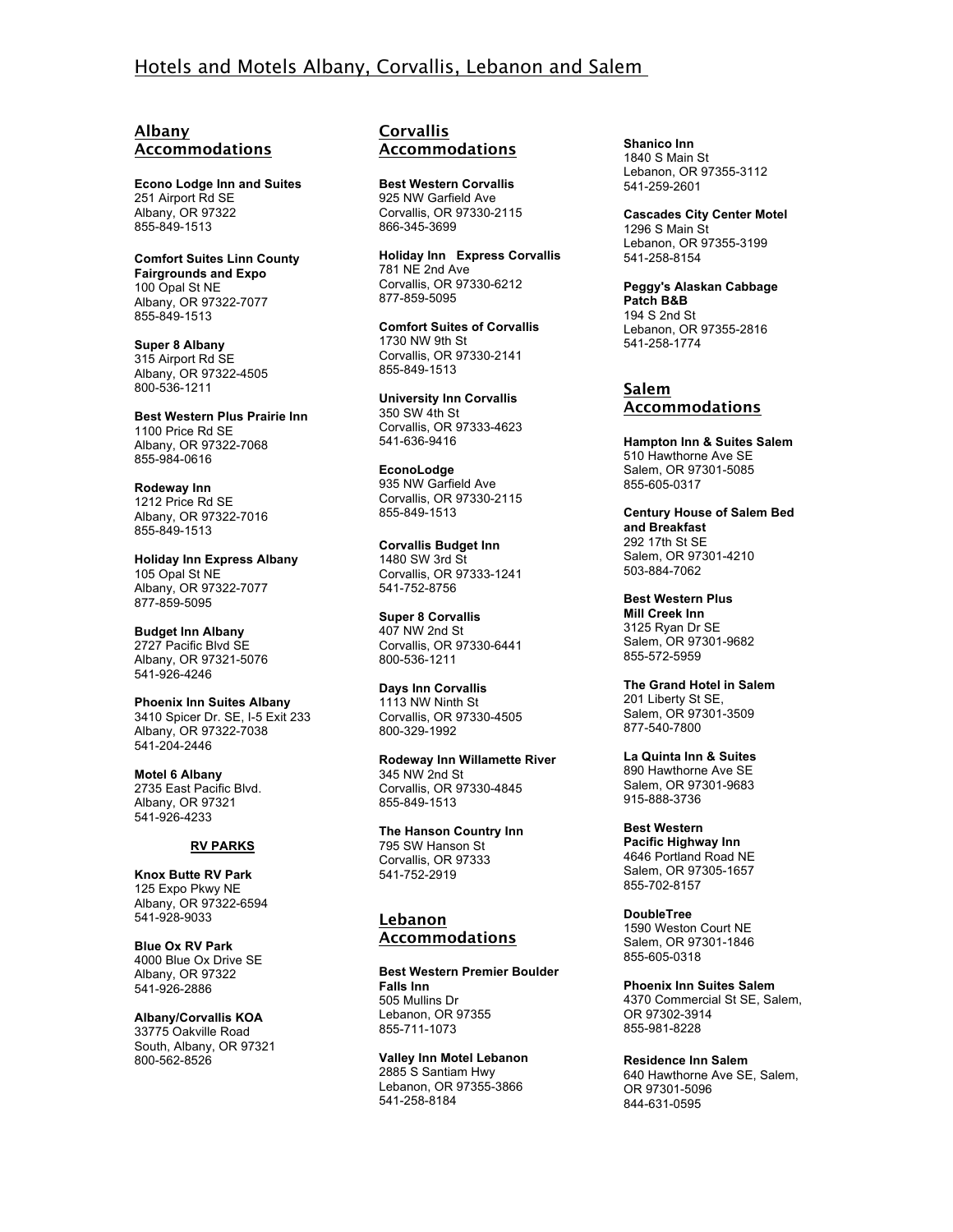# Hotels and Motels Albany, Corvallis, Lebanon and Salem

## Albany Accommodations

**Econo Lodge Inn and Suites**
251 Airport Rd SE
Albany, OR 97322
855-849-1513

**Comfort Suites Linn County Fairgrounds and Expo**
100 Opal St NE
Albany, OR 97322-7077
855-849-1513

**Super 8 Albany**
315 Airport Rd SE
Albany, OR 97322-4505
800-536-1211

**Best Western Plus Prairie Inn**
1100 Price Rd SE
Albany, OR 97322-7068
855-984-0616

**Rodeway Inn**
1212 Price Rd SE
Albany, OR 97322-7016
855-849-1513

**Holiday Inn Express Albany**
105 Opal St NE
Albany, OR 97322-7077
877-859-5095

**Budget Inn Albany**
2727 Pacific Blvd SE
Albany, OR 97321-5076
541-926-4246

**Phoenix Inn Suites Albany**
3410 Spicer Dr. SE, I-5 Exit 233
Albany, OR 97322-7038
541-204-2446

**Motel 6 Albany**
2735 East Pacific Blvd.
Albany, OR 97321
541-926-4233

### RV PARKS

**Knox Butte RV Park**
125 Expo Pkwy NE
Albany, OR 97322-6594
541-928-9033

**Blue Ox RV Park**
4000 Blue Ox Drive SE
Albany, OR 97322
541-926-2886

**Albany/Corvallis KOA**
33775 Oakville Road
South, Albany, OR 97321
800-562-8526

## Corvallis Accommodations

**Best Western Corvallis**
925 NW Garfield Ave
Corvallis, OR 97330-2115
866-345-3699

**Holiday Inn Express Corvallis**
781 NE 2nd Ave
Corvallis, OR 97330-6212
877-859-5095

**Comfort Suites of Corvallis**
1730 NW 9th St
Corvallis, OR 97330-2141
855-849-1513

**University Inn Corvallis**
350 SW 4th St
Corvallis, OR 97333-4623
541-636-9416

**EconoLodge**
935 NW Garfield Ave
Corvallis, OR 97330-2115
855-849-1513

**Corvallis Budget Inn**
1480 SW 3rd St
Corvallis, OR 97333-1241
541-752-8756

**Super 8 Corvallis**
407 NW 2nd St
Corvallis, OR 97330-6441
800-536-1211

**Days Inn Corvallis**
1113 NW Ninth St
Corvallis, OR 97330-4505
800-329-1992

**Rodeway Inn Willamette River**
345 NW 2nd St
Corvallis, OR 97330-4845
855-849-1513

**The Hanson Country Inn**
795 SW Hanson St
Corvallis, OR 97333
541-752-2919

## Lebanon Accommodations

**Best Western Premier Boulder Falls Inn**
505 Mullins Dr
Lebanon, OR 97355
855-711-1073

**Valley Inn Motel Lebanon**
2885 S Santiam Hwy
Lebanon, OR 97355-3866
541-258-8184

**Shanico Inn**
1840 S Main St
Lebanon, OR 97355-3112
541-259-2601

**Cascades City Center Motel**
1296 S Main St
Lebanon, OR 97355-3199
541-258-8154

**Peggy's Alaskan Cabbage Patch B&B**
194 S 2nd St
Lebanon, OR 97355-2816
541-258-1774

## Salem Accommodations

**Hampton Inn & Suites Salem**
510 Hawthorne Ave SE
Salem, OR 97301-5085
855-605-0317

**Century House of Salem Bed and Breakfast**
292 17th St SE
Salem, OR 97301-4210
503-884-7062

**Best Western Plus Mill Creek Inn**
3125 Ryan Dr SE
Salem, OR 97301-9682
855-572-5959

**The Grand Hotel in Salem**
201 Liberty St SE,
Salem, OR 97301-3509
877-540-7800

**La Quinta Inn & Suites**
890 Hawthorne Ave SE
Salem, OR 97301-9683
915-888-3736

**Best Western Pacific Highway Inn**
4646 Portland Road NE
Salem, OR 97305-1657
855-702-8157

**DoubleTree**
1590 Weston Court NE
Salem, OR 97301-1846
855-605-0318

**Phoenix Inn Suites Salem**
4370 Commercial St SE, Salem, OR 97302-3914
855-981-8228

**Residence Inn Salem**
640 Hawthorne Ave SE, Salem, OR 97301-5096
844-631-0595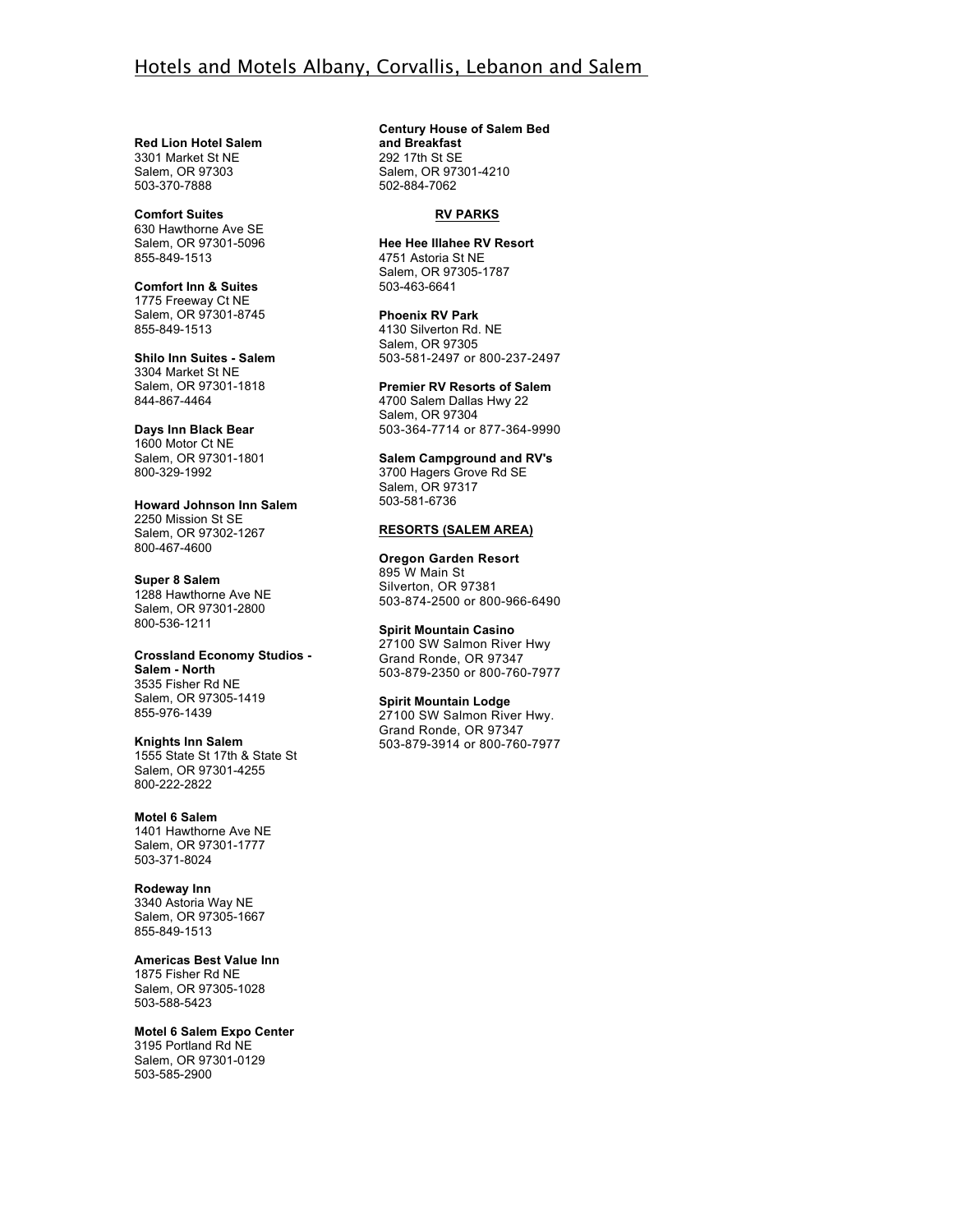# Hotels and Motels Albany, Corvallis, Lebanon and Salem

**Red Lion Hotel Salem**
3301 Market St NE
Salem, OR 97303
503-370-7888

**Comfort Suites**
630 Hawthorne Ave SE
Salem, OR 97301-5096
855-849-1513

**Comfort Inn & Suites**
1775 Freeway Ct NE
Salem, OR 97301-8745
855-849-1513

**Shilo Inn Suites - Salem**
3304 Market St NE
Salem, OR 97301-1818
844-867-4464

**Days Inn Black Bear**
1600 Motor Ct NE
Salem, OR 97301-1801
800-329-1992

**Howard Johnson Inn Salem**
2250 Mission St SE
Salem, OR 97302-1267
800-467-4600

**Super 8 Salem**
1288 Hawthorne Ave NE
Salem, OR 97301-2800
800-536-1211

**Crossland Economy Studios - Salem - North**
3535 Fisher Rd NE
Salem, OR 97305-1419
855-976-1439

**Knights Inn Salem**
1555 State St 17th & State St
Salem, OR 97301-4255
800-222-2822

**Motel 6 Salem**
1401 Hawthorne Ave NE
Salem, OR 97301-1777
503-371-8024

**Rodeway Inn**
3340 Astoria Way NE
Salem, OR 97305-1667
855-849-1513

**Americas Best Value Inn**
1875 Fisher Rd NE
Salem, OR 97305-1028
503-588-5423

**Motel 6 Salem Expo Center**
3195 Portland Rd NE
Salem, OR 97301-0129
503-585-2900

**Century House of Salem Bed and Breakfast**
292 17th St SE
Salem, OR 97301-4210
502-884-7062

## RV PARKS

**Hee Hee Illahee RV Resort**
4751 Astoria St NE
Salem, OR 97305-1787
503-463-6641

**Phoenix RV Park**
4130 Silverton Rd. NE
Salem, OR 97305
503-581-2497 or 800-237-2497

**Premier RV Resorts of Salem**
4700 Salem Dallas Hwy 22
Salem, OR 97304
503-364-7714 or 877-364-9990

**Salem Campground and RV's**
3700 Hagers Grove Rd SE
Salem, OR 97317
503-581-6736

## RESORTS (SALEM AREA)

**Oregon Garden Resort**
895 W Main St
Silverton, OR 97381
503-874-2500 or 800-966-6490

**Spirit Mountain Casino**
27100 SW Salmon River Hwy
Grand Ronde, OR 97347
503-879-2350 or 800-760-7977

**Spirit Mountain Lodge**
27100 SW Salmon River Hwy.
Grand Ronde, OR 97347
503-879-3914 or 800-760-7977